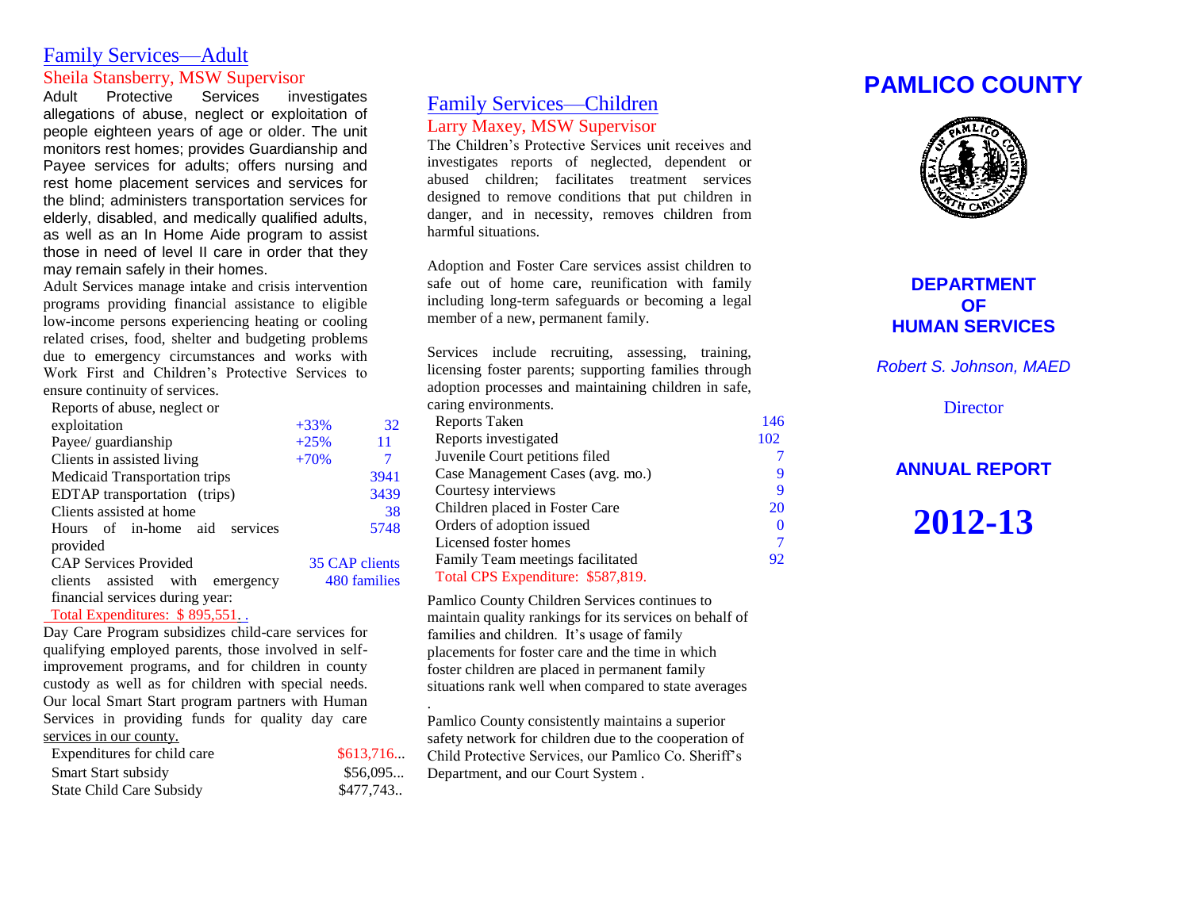## Family Services—Adult

### Sheila Stansberry, MSW Supervisor

Adult Protective Services investigates allegations of abuse, neglect or exploitation of people eighteen years of age or older. The unit monitors rest homes; provides Guardianship and Payee services for adults; offers nursing and rest home placement services and services for the blind; administers transportation services for elderly, disabled, and medically qualified adults, as well as an In Home Aide program to assist those in need of level II care in order that they may remain safely in their homes.

Adult Services manage intake and crisis intervention programs providing financial assistance to eligible low-income persons experiencing heating or cooling related crises, food, shelter and budgeting problems due to emergency circumstances and works with Work First and Children's Protective Services to ensure continuity of services.

| | | |
|---|---|---|
| Reports of abuse, neglect or exploitation | +33% | 32 |
| Payee/ guardianship | +25% | 11 |
| Clients in assisted living | +70% | 7 |
| Medicaid Transportation trips | | 3941 |
| EDTAP transportation (trips) | | 3439 |
| Clients assisted at home | | 38 |
| Hours of in-home aid services provided | | 5748 |
| CAP Services Provided | | 35 CAP clients |
| clients assisted with emergency financial services during year: | | 480 families |

Total Expenditures: $ 895,551. .

Day Care Program subsidizes child-care services for qualifying employed parents, those involved in self-improvement programs, and for children in county custody as well as for children with special needs. Our local Smart Start program partners with Human Services in providing funds for quality day care services in our county.

| | |
|---|---|
| Expenditures for child care | $613,716... |
| Smart Start subsidy | $56,095... |
| State Child Care Subsidy | $477,743.. |

## Family Services—Children

### Larry Maxey, MSW Supervisor

The Children's Protective Services unit receives and investigates reports of neglected, dependent or abused children; facilitates treatment services designed to remove conditions that put children in danger, and in necessity, removes children from harmful situations.

Adoption and Foster Care services assist children to safe out of home care, reunification with family including long-term safeguards or becoming a legal member of a new, permanent family.

Services include recruiting, assessing, training, licensing foster parents; supporting families through adoption processes and maintaining children in safe, caring environments.

| | |
|---|---|
| Reports Taken | 146 |
| Reports investigated | 102 |
| Juvenile Court petitions filed | 7 |
| Case Management Cases (avg. mo.) | 9 |
| Courtesy interviews | 9 |
| Children placed in Foster Care | 20 |
| Orders of adoption issued | 0 |
| Licensed foster homes | 7 |
| Family Team meetings facilitated | 92 |

Total CPS Expenditure: $587,819.

Pamlico County Children Services continues to maintain quality rankings for its services on behalf of families and children. It's usage of family placements for foster care and the time in which foster children are placed in permanent family situations rank well when compared to state averages.

Pamlico County consistently maintains a superior safety network for children due to the cooperation of Child Protective Services, our Pamlico Co. Sheriff's Department, and our Court System .

# PAMLICO COUNTY

**DEPARTMENT OF HUMAN SERVICES**

*Robert S. Johnson, MAED*

Director

**ANNUAL REPORT**

# 2012-13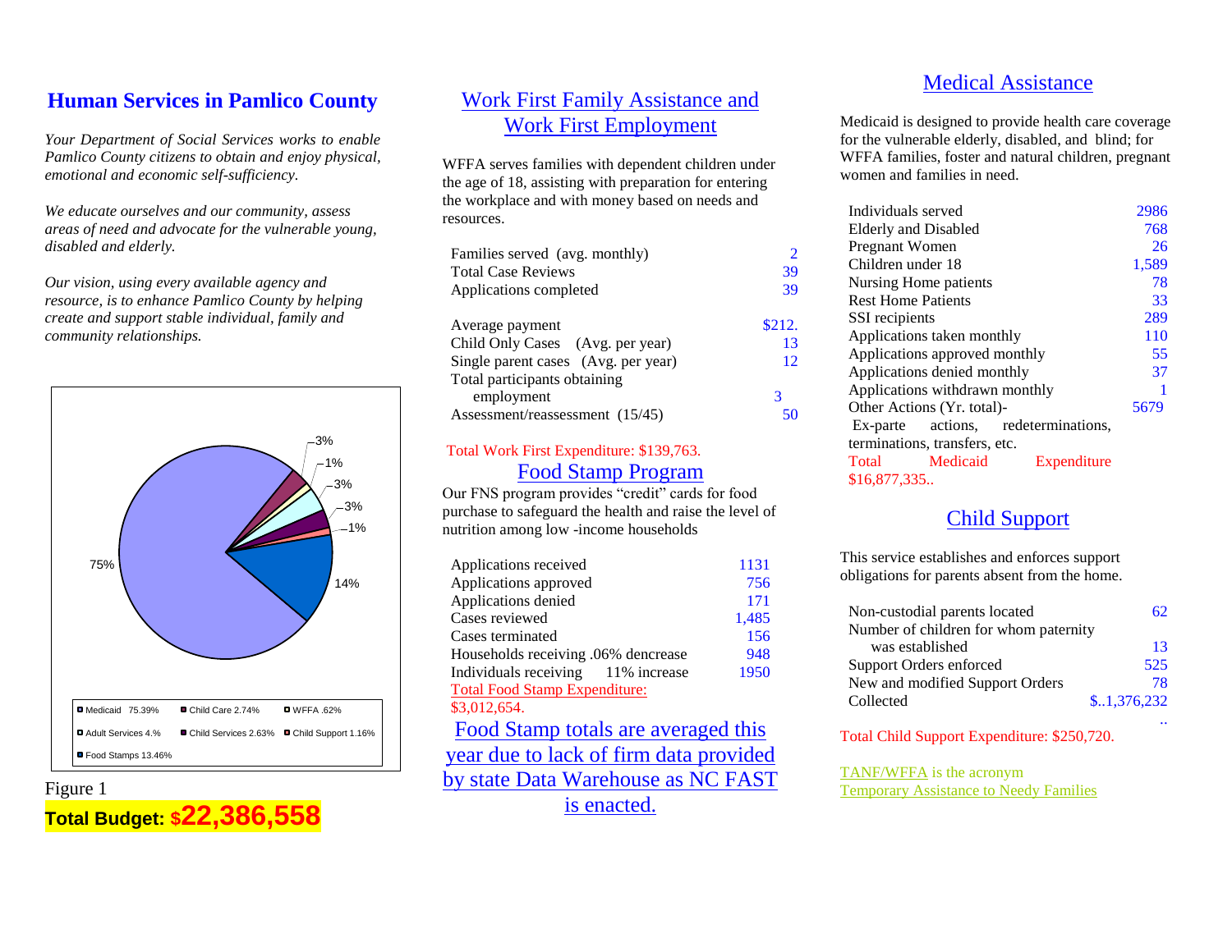## Human Services in Pamlico County

*Your Department of Social Services works to enable Pamlico County citizens to obtain and enjoy physical, emotional and economic self-sufficiency.*

*We educate ourselves and our community, assess areas of need and advocate for the vulnerable young, disabled and elderly.*

*Our vision, using every available agency and resource, is to enhance Pamlico County by helping create and support stable individual, family and community relationships.*

3%
1%
3%
3%
1%
75%
14%

Medicaid 75.39%
Child Care 2.74%
WFFA .62%
Adult Services 4.%
Child Services 2.63%
Child Support 1.16%
Food Stamps 13.46%

Figure 1

**Total Budget: $22,386,558**

## Work First Family Assistance and Work First Employment

WFFA serves families with dependent children under the age of 18, assisting with preparation for entering the workplace and with money based on needs and resources.

| | |
|---|---|
| Families served (avg. monthly) | 2 |
| Total Case Reviews | 39 |
| Applications completed | 39 |
| Average payment | $212. |
| Child Only Cases (Avg. per year) | 13 |
| Single parent cases (Avg. per year) | 12 |
| Total participants obtaining employment | 3 |
| Assessment/reassessment (15/45) | 50 |

Total Work First Expenditure: $139,763.

## Food Stamp Program

Our FNS program provides "credit" cards for food purchase to safeguard the health and raise the level of nutrition among low -income households

| | |
|---|---|
| Applications received | 1131 |
| Applications approved | 756 |
| Applications denied | 171 |
| Cases reviewed | 1,485 |
| Cases terminated | 156 |
| Households receiving .06% dencrease | 948 |
| Individuals receiving 11% increase | 1950 |

Total Food Stamp Expenditure: $3,012,654.

Food Stamp totals are averaged this year due to lack of firm data provided by state Data Warehouse as NC FAST is enacted.

## Medical Assistance

Medicaid is designed to provide health care coverage for the vulnerable elderly, disabled, and blind; for WFFA families, foster and natural children, pregnant women and families in need.

| | |
|---|---|
| Individuals served | 2986 |
| Elderly and Disabled | 768 |
| Pregnant Women | 26 |
| Children under 18 | 1,589 |
| Nursing Home patients | 78 |
| Rest Home Patients | 33 |
| SSI recipients | 289 |
| Applications taken monthly | 110 |
| Applications approved monthly | 55 |
| Applications denied monthly | 37 |
| Applications withdrawn monthly | 1 |
| Other Actions (Yr. total)- Ex-parte actions, redeterminations, terminations, transfers, etc. | 5679 |

Total Medicaid Expenditure $16,877,335..

## Child Support

This service establishes and enforces support obligations for parents absent from the home.

| | |
|---|---|
| Non-custodial parents located | 62 |
| Number of children for whom paternity was established | 13 |
| Support Orders enforced | 525 |
| New and modified Support Orders | 78 |
| Collected | $..1,376,232 .. |

Total Child Support Expenditure: $250,720.

TANF/WFFA is the acronym Temporary Assistance to Needy Families